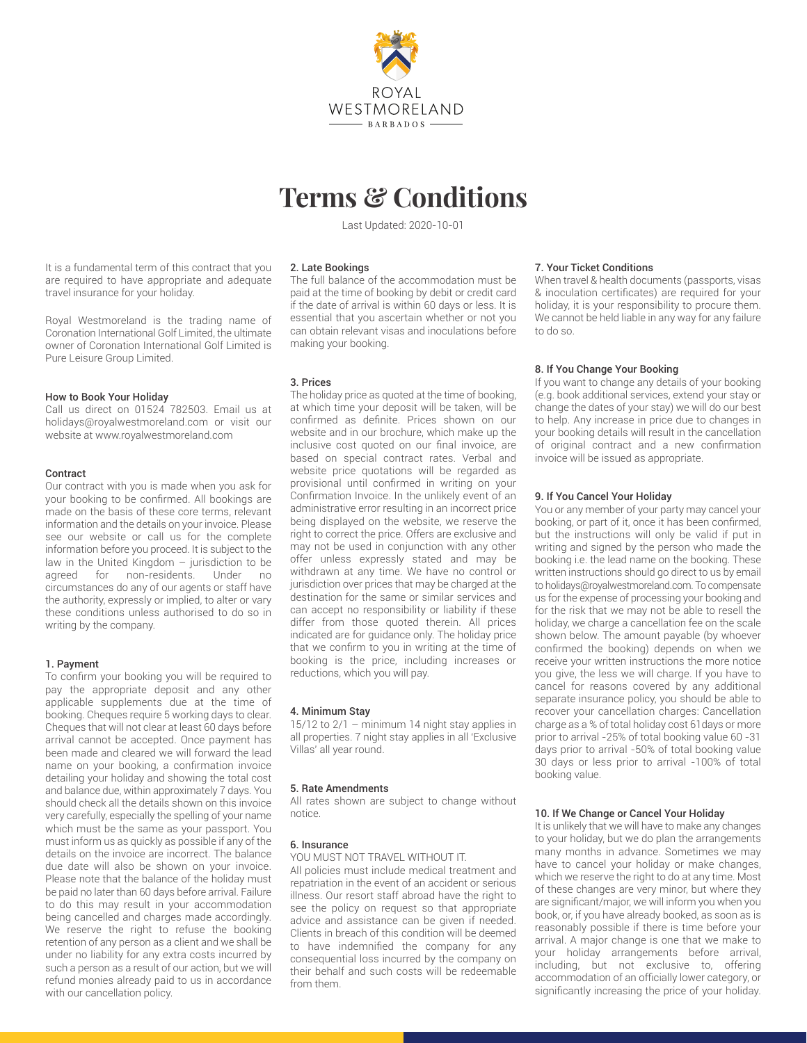ROYAL WESTMORELAND

BARBADOS

# Terms & Conditions

Last Updated: 2020-10-01

It is a fundamental term of this contract that you are required to have appropriate and adequate travel insurance for your holiday.

Royal Westmoreland is the trading name of Coronation International Golf Limited, the ultimate owner of Coronation International Golf Limited is Pure Leisure Group Limited.

### How to Book Your Holiday

Call us direct on 01524 782503. Email us at holidays@royalwestmoreland.com or visit our website at www.royalwestmoreland.com

### Contract

Our contract with you is made when you ask for your booking to be confirmed. All bookings are made on the basis of these core terms, relevant information and the details on your invoice. Please see our website or call us for the complete information before you proceed. It is subject to the law in the United Kingdom – jurisdiction to be agreed for non-residents. Under no circumstances do any of our agents or staff have the authority, expressly or implied, to alter or vary these conditions unless authorised to do so in writing by the company.

### 1. Payment

To confirm your booking you will be required to pay the appropriate deposit and any other applicable supplements due at the time of booking. Cheques require 5 working days to clear. Cheques that will not clear at least 60 days before arrival cannot be accepted. Once payment has been made and cleared we will forward the lead name on your booking, a confirmation invoice detailing your holiday and showing the total cost and balance due, within approximately 7 days. You should check all the details shown on this invoice very carefully, especially the spelling of your name which must be the same as your passport. You must inform us as quickly as possible if any of the details on the invoice are incorrect. The balance due date will also be shown on your invoice. Please note that the balance of the holiday must be paid no later than 60 days before arrival. Failure to do this may result in your accommodation being cancelled and charges made accordingly. We reserve the right to refuse the booking retention of any person as a client and we shall be under no liability for any extra costs incurred by such a person as a result of our action, but we will refund monies already paid to us in accordance with our cancellation policy.

### 2. Late Bookings

The full balance of the accommodation must be paid at the time of booking by debit or credit card if the date of arrival is within 60 days or less. It is essential that you ascertain whether or not you can obtain relevant visas and inoculations before making your booking.

### 3. Prices

The holiday price as quoted at the time of booking, at which time your deposit will be taken, will be confirmed as definite. Prices shown on our website and in our brochure, which make up the inclusive cost quoted on our final invoice, are based on special contract rates. Verbal and website price quotations will be regarded as provisional until confirmed in writing on your Confirmation Invoice. In the unlikely event of an administrative error resulting in an incorrect price being displayed on the website, we reserve the right to correct the price. Offers are exclusive and may not be used in conjunction with any other offer unless expressly stated and may be withdrawn at any time. We have no control or jurisdiction over prices that may be charged at the destination for the same or similar services and can accept no responsibility or liability if these differ from those quoted therein. All prices indicated are for guidance only. The holiday price that we confirm to you in writing at the time of booking is the price, including increases or reductions, which you will pay.

### 4. Minimum Stay

15/12 to 2/1 – minimum 14 night stay applies in all properties. 7 night stay applies in all 'Exclusive Villas' all year round.

### 5. Rate Amendments

All rates shown are subject to change without notice.

### 6. Insurance

YOU MUST NOT TRAVEL WITHOUT IT.

All policies must include medical treatment and repatriation in the event of an accident or serious illness. Our resort staff abroad have the right to see the policy on request so that appropriate advice and assistance can be given if needed. Clients in breach of this condition will be deemed to have indemnified the company for any consequential loss incurred by the company on their behalf and such costs will be redeemable from them.

### 7. Your Ticket Conditions

When travel & health documents (passports, visas & inoculation certificates) are required for your holiday, it is your responsibility to procure them. We cannot be held liable in any way for any failure to do so.

### 8. If You Change Your Booking

If you want to change any details of your booking (e.g. book additional services, extend your stay or change the dates of your stay) we will do our best to help. Any increase in price due to changes in your booking details will result in the cancellation of original contract and a new confirmation invoice will be issued as appropriate.

### 9. If You Cancel Your Holiday

You or any member of your party may cancel your booking, or part of it, once it has been confirmed, but the instructions will only be valid if put in writing and signed by the person who made the booking i.e. the lead name on the booking. These written instructions should go direct to us by email to holidays@royalwestmoreland.com. To compensate us for the expense of processing your booking and for the risk that we may not be able to resell the holiday, we charge a cancellation fee on the scale shown below. The amount payable (by whoever confirmed the booking) depends on when we receive your written instructions the more notice you give, the less we will charge. If you have to cancel for reasons covered by any additional separate insurance policy, you should be able to recover your cancellation charges: Cancellation charge as a % of total holiday cost 61days or more prior to arrival -25% of total booking value 60 -31 days prior to arrival -50% of total booking value 30 days or less prior to arrival -100% of total booking value.

### 10. If We Change or Cancel Your Holiday

It is unlikely that we will have to make any changes to your holiday, but we do plan the arrangements many months in advance. Sometimes we may have to cancel your holiday or make changes, which we reserve the right to do at any time. Most of these changes are very minor, but where they are significant/major, we will inform you when you book, or, if you have already booked, as soon as is reasonably possible if there is time before your arrival. A major change is one that we make to your holiday arrangements before arrival, including, but not exclusive to, offering accommodation of an officially lower category, or significantly increasing the price of your holiday.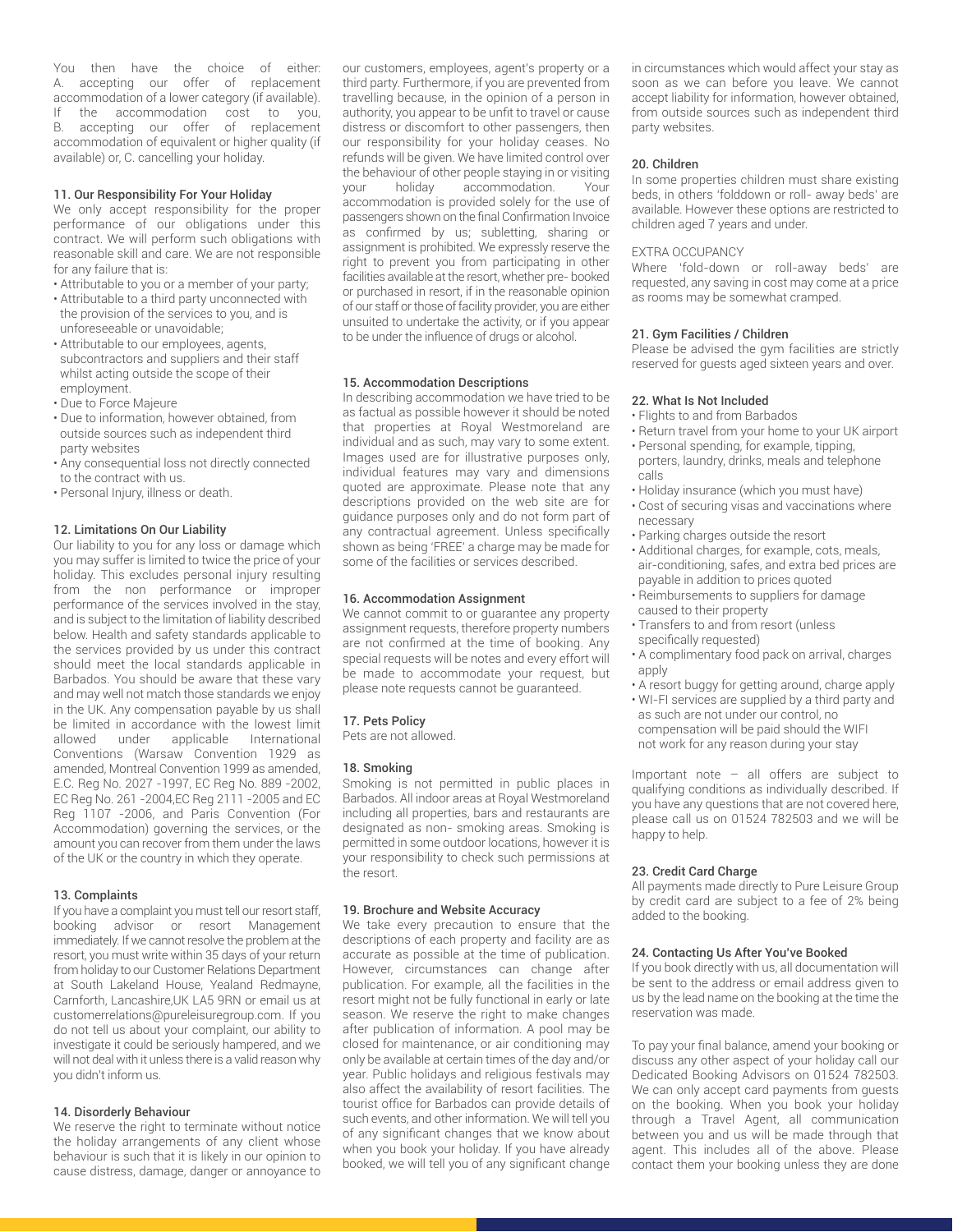You then have the choice of either:
A. accepting our offer of replacement accommodation of a lower category (if available). If the accommodation cost to you,
B. accepting our offer of replacement accommodation of equivalent or higher quality (if available) or, C. cancelling your holiday.

### 11. Our Responsibility For Your Holiday

We only accept responsibility for the proper performance of our obligations under this contract. We will perform such obligations with reasonable skill and care. We are not responsible for any failure that is:

- Attributable to you or a member of your party;
- Attributable to a third party unconnected with the provision of the services to you, and is unforeseeable or unavoidable;
- Attributable to our employees, agents, subcontractors and suppliers and their staff whilst acting outside the scope of their employment.
- Due to Force Majeure
- Due to information, however obtained, from outside sources such as independent third party websites
- Any consequential loss not directly connected to the contract with us.
- Personal Injury, illness or death.

### 12. Limitations On Our Liability

Our liability to you for any loss or damage which you may suffer is limited to twice the price of your holiday. This excludes personal injury resulting from the non performance or improper performance of the services involved in the stay, and is subject to the limitation of liability described below. Health and safety standards applicable to the services provided by us under this contract should meet the local standards applicable in Barbados. You should be aware that these vary and may well not match those standards we enjoy in the UK. Any compensation payable by us shall be limited in accordance with the lowest limit allowed under applicable International Conventions (Warsaw Convention 1929 as amended, Montreal Convention 1999 as amended, E.C. Reg No. 2027 -1997, EC Reg No. 889 -2002, EC Reg No. 261 -2004,EC Reg 2111 -2005 and EC Reg 1107 -2006, and Paris Convention (For Accommodation) governing the services, or the amount you can recover from them under the laws of the UK or the country in which they operate.

### 13. Complaints

If you have a complaint you must tell our resort staff, booking advisor or resort Management immediately. If we cannot resolve the problem at the resort, you must write within 35 days of your return from holiday to our Customer Relations Department at South Lakeland House, Yealand Redmayne, Carnforth, Lancashire,UK LA5 9RN or email us at customerrelations@pureleisuregroup.com. If you do not tell us about your complaint, our ability to investigate it could be seriously hampered, and we will not deal with it unless there is a valid reason why you didn't inform us.

### 14. Disorderly Behaviour

We reserve the right to terminate without notice the holiday arrangements of any client whose behaviour is such that it is likely in our opinion to cause distress, damage, danger or annoyance to our customers, employees, agent's property or a third party. Furthermore, if you are prevented from travelling because, in the opinion of a person in authority, you appear to be unfit to travel or cause distress or discomfort to other passengers, then our responsibility for your holiday ceases. No refunds will be given. We have limited control over the behaviour of other people staying in or visiting your holiday accommodation. Your accommodation is provided solely for the use of passengers shown on the final Confirmation Invoice as confirmed by us; subletting, sharing or assignment is prohibited. We expressly reserve the right to prevent you from participating in other facilities available at the resort, whether pre- booked or purchased in resort, if in the reasonable opinion of our staff or those of facility provider, you are either unsuited to undertake the activity, or if you appear to be under the influence of drugs or alcohol.

### 15. Accommodation Descriptions

In describing accommodation we have tried to be as factual as possible however it should be noted that properties at Royal Westmoreland are individual and as such, may vary to some extent. Images used are for illustrative purposes only, individual features may vary and dimensions quoted are approximate. Please note that any descriptions provided on the web site are for guidance purposes only and do not form part of any contractual agreement. Unless specifically shown as being 'FREE' a charge may be made for some of the facilities or services described.

### 16. Accommodation Assignment

We cannot commit to or guarantee any property assignment requests, therefore property numbers are not confirmed at the time of booking. Any special requests will be notes and every effort will be made to accommodate your request, but please note requests cannot be guaranteed.

### 17. Pets Policy

Pets are not allowed.

### 18. Smoking

Smoking is not permitted in public places in Barbados. All indoor areas at Royal Westmoreland including all properties, bars and restaurants are designated as non- smoking areas. Smoking is permitted in some outdoor locations, however it is your responsibility to check such permissions at the resort.

### 19. Brochure and Website Accuracy

We take every precaution to ensure that the descriptions of each property and facility are as accurate as possible at the time of publication. However, circumstances can change after publication. For example, all the facilities in the resort might not be fully functional in early or late season. We reserve the right to make changes after publication of information. A pool may be closed for maintenance, or air conditioning may only be available at certain times of the day and/or year. Public holidays and religious festivals may also affect the availability of resort facilities. The tourist office for Barbados can provide details of such events, and other information. We will tell you of any significant changes that we know about when you book your holiday. If you have already booked, we will tell you of any significant change in circumstances which would affect your stay as soon as we can before you leave. We cannot accept liability for information, however obtained, from outside sources such as independent third party websites.

### 20. Children

In some properties children must share existing beds, in others 'folddown or roll- away beds' are available. However these options are restricted to children aged 7 years and under.

EXTRA OCCUPANCY

Where 'fold-down or roll-away beds' are requested, any saving in cost may come at a price as rooms may be somewhat cramped.

### 21. Gym Facilities / Children

Please be advised the gym facilities are strictly reserved for guests aged sixteen years and over.

### 22. What Is Not Included

- Flights to and from Barbados
- Return travel from your home to your UK airport
- Personal spending, for example, tipping, porters, laundry, drinks, meals and telephone calls
- Holiday insurance (which you must have)
- Cost of securing visas and vaccinations where necessary
- Parking charges outside the resort
- Additional charges, for example, cots, meals, air-conditioning, safes, and extra bed prices are payable in addition to prices quoted
- Reimbursements to suppliers for damage caused to their property
- Transfers to and from resort (unless specifically requested)
- A complimentary food pack on arrival, charges apply
- A resort buggy for getting around, charge apply
- WI-FI services are supplied by a third party and as such are not under our control, no compensation will be paid should the WIFI not work for any reason during your stay

Important note – all offers are subject to qualifying conditions as individually described. If you have any questions that are not covered here, please call us on 01524 782503 and we will be happy to help.

### 23. Credit Card Charge

All payments made directly to Pure Leisure Group by credit card are subject to a fee of 2% being added to the booking.

### 24. Contacting Us After You've Booked

If you book directly with us, all documentation will be sent to the address or email address given to us by the lead name on the booking at the time the reservation was made.

To pay your final balance, amend your booking or discuss any other aspect of your holiday call our Dedicated Booking Advisors on 01524 782503. We can only accept card payments from guests on the booking. When you book your holiday through a Travel Agent, all communication between you and us will be made through that agent. This includes all of the above. Please contact them your booking unless they are done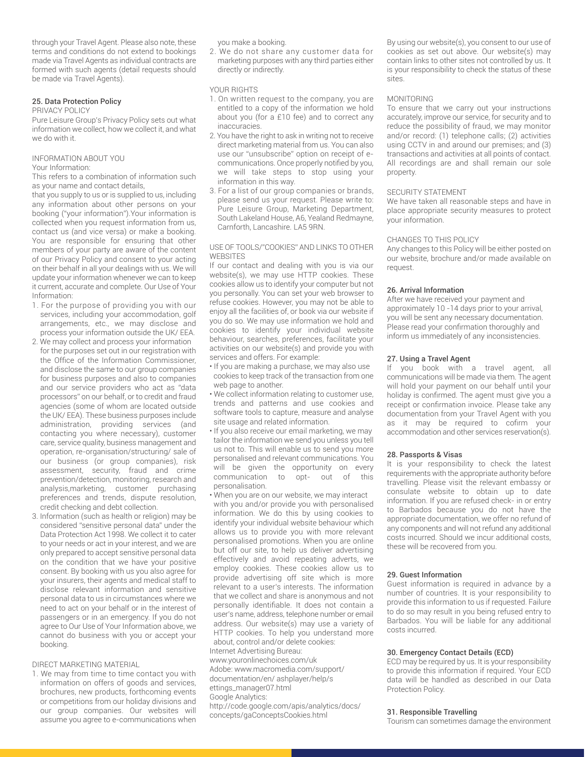through your Travel Agent. Please also note, these terms and conditions do not extend to bookings made via Travel Agents as individual contracts are formed with such agents (detail requests should be made via Travel Agents).

### 25. Data Protection Policy

PRIVACY POLICY

Pure Leisure Group's Privacy Policy sets out what information we collect, how we collect it, and what we do with it.

INFORMATION ABOUT YOU

Your Information:

This refers to a combination of information such as your name and contact details, that you supply to us or is supplied to us, including any information about other persons on your booking ("your information").Your information is collected when you request information from us, contact us (and vice versa) or make a booking. You are responsible for ensuring that other members of your party are aware of the content of our Privacy Policy and consent to your acting on their behalf in all your dealings with us. We will update your information whenever we can to keep it current, accurate and complete. Our Use of Your Information:

1. For the purpose of providing you with our services, including your accommodation, golf arrangements, etc., we may disclose and process your information outside the UK/ EEA.
2. We may collect and process your information for the purposes set out in our registration with the Office of the Information Commissioner, and disclose the same to our group companies for business purposes and also to companies and our service providers who act as "data processors" on our behalf, or to credit and fraud agencies (some of whom are located outside the UK/ EEA). These business purposes include administration, providing services (and contacting you where necessary), customer care, service quality, business management and operation, re-organisation/structuring/ sale of our business (or group companies), risk assessment, security, fraud and crime prevention/detection, monitoring, research and analysis,marketing, customer purchasing preferences and trends, dispute resolution, credit checking and debt collection.
3. Information (such as health or religion) may be considered "sensitive personal data" under the Data Protection Act 1998. We collect it to cater to your needs or act in your interest, and we are only prepared to accept sensitive personal data on the condition that we have your positive consent. By booking with us you also agree for your insurers, their agents and medical staff to disclose relevant information and sensitive personal data to us in circumstances where we need to act on your behalf or in the interest of passengers or in an emergency. If you do not agree to Our Use of Your Information above, we cannot do business with you or accept your booking.

DIRECT MARKETING MATERIAL

1. We may from time to time contact you with information on offers of goods and services, brochures, new products, forthcoming events or competitions from our holiday divisions and our group companies. Our websites will assume you agree to e-communications when you make a booking.
2. We do not share any customer data for marketing purposes with any third parties either directly or indirectly.

YOUR RIGHTS

1. On written request to the company, you are entitled to a copy of the information we hold about you (for a £10 fee) and to correct any inaccuracies.
2. You have the right to ask in writing not to receive direct marketing material from us. You can also use our "unsubscribe" option on receipt of e-communications. Once properly notified by you, we will take steps to stop using your information in this way.
3. For a list of our group companies or brands, please send us your request. Please write to: Pure Leisure Group, Marketing Department, South Lakeland House, A6, Yealand Redmayne, Carnforth, Lancashire. LA5 9RN.

USE OF TOOLS/"COOKIES" AND LINKS TO OTHER WEBSITES

If our contact and dealing with you is via our website(s), we may use HTTP cookies. These cookies allow us to identify your computer but not you personally. You can set your web browser to refuse cookies. However, you may not be able to enjoy all the facilities of, or book via our website if you do so. We may use information we hold and cookies to identify your individual website behaviour, searches, preferences, facilitate your activities on our website(s) and provide you with services and offers. For example:

- If you are making a purchase, we may also use cookies to keep track of the transaction from one web page to another.
- We collect information relating to customer use, trends and patterns and use cookies and software tools to capture, measure and analyse site usage and related information.
- If you also receive our email marketing, we may tailor the information we send you unless you tell us not to. This will enable us to send you more personalised and relevant communications. You will be given the opportunity on every communication to opt- out of this personalisation.
- When you are on our website, we may interact with you and/or provide you with personalised information. We do this by using cookies to identify your individual website behaviour which allows us to provide you with more relevant personalised promotions. When you are online but off our site, to help us deliver advertising effectively and avoid repeating adverts, we employ cookies. These cookies allow us to provide advertising off site which is more relevant to a user's interests. The information that we collect and share is anonymous and not personally identifiable. It does not contain a user's name, address, telephone number or email address. Our website(s) may use a variety of HTTP cookies. To help you understand more about, control and/or delete cookies:

Internet Advertising Bureau:
www.youronlinechoices.com/uk
Adobe: www.macromedia.com/support/documentation/en/ ashplayer/help/settings_manager07.html
Google Analytics:
http://code.google.com/apis/analytics/docs/concepts/gaConceptsCookies.html

By using our website(s), you consent to our use of cookies as set out above. Our website(s) may contain links to other sites not controlled by us. It is your responsibility to check the status of these sites.

MONITORING

To ensure that we carry out your instructions accurately, improve our service, for security and to reduce the possibility of fraud, we may monitor and/or record: (1) telephone calls; (2) activities using CCTV in and around our premises; and (3) transactions and activities at all points of contact. All recordings are and shall remain our sole property.

SECURITY STATEMENT

We have taken all reasonable steps and have in place appropriate security measures to protect your information.

CHANGES TO THIS POLICY

Any changes to this Policy will be either posted on our website, brochure and/or made available on request.

### 26. Arrival Information

After we have received your payment and approximately 10 -14 days prior to your arrival, you will be sent any necessary documentation. Please read your confirmation thoroughly and inform us immediately of any inconsistencies.

### 27. Using a Travel Agent

If you book with a travel agent, all communications will be made via them. The agent will hold your payment on our behalf until your holiday is confirmed. The agent must give you a receipt or confirmation invoice. Please take any documentation from your Travel Agent with you as it may be required to cofirm your accommodation and other services reservation(s).

### 28. Passports & Visas

It is your responsibility to check the latest requirements with the appropriate authority before travelling. Please visit the relevant embassy or consulate website to obtain up to date information. If you are refused check- in or entry to Barbados because you do not have the appropriate documentation, we offer no refund of any components and will not refund any additional costs incurred. Should we incur additional costs, these will be recovered from you.

### 29. Guest Information

Guest information is required in advance by a number of countries. It is your responsibility to provide this information to us if requested. Failure to do so may result in you being refused entry to Barbados. You will be liable for any additional costs incurred.

### 30. Emergency Contact Details (ECD)

ECD may be required by us. It is your responsibility to provide this information if required. Your ECD data will be handled as described in our Data Protection Policy.

### 31. Responsible Travelling

Tourism can sometimes damage the environment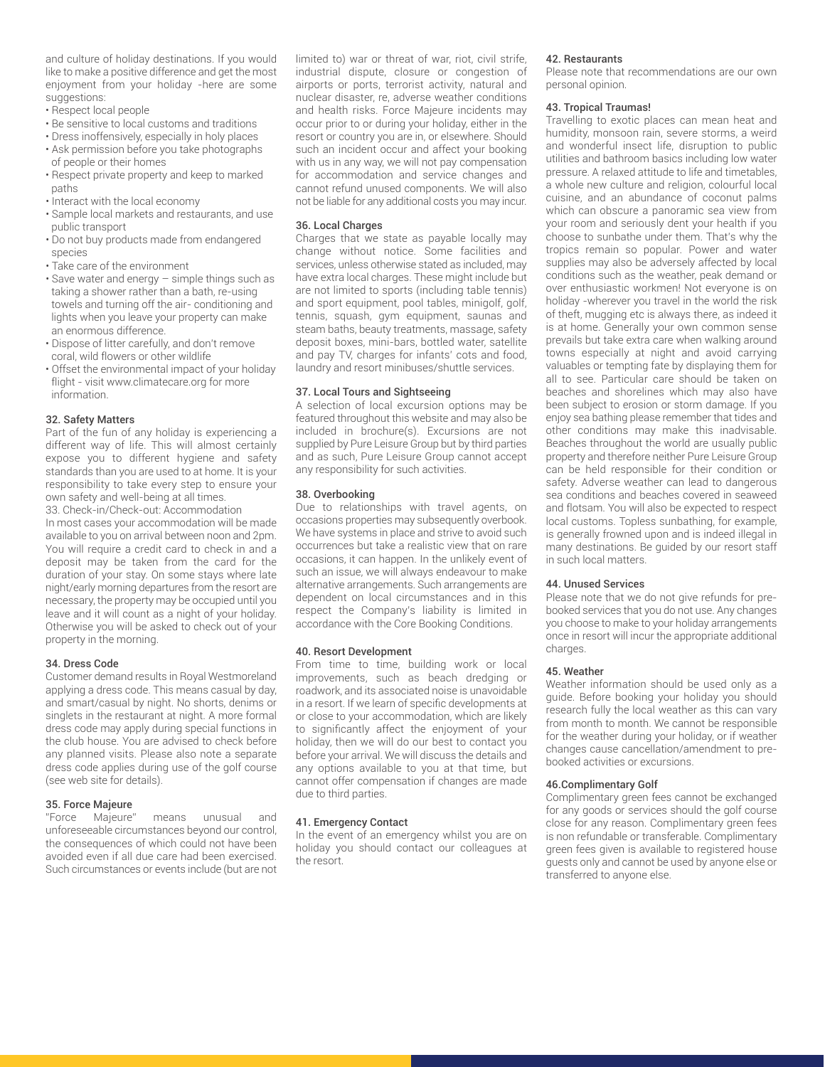and culture of holiday destinations. If you would like to make a positive difference and get the most enjoyment from your holiday -here are some suggestions:

- Respect local people
- Be sensitive to local customs and traditions
- Dress inoffensively, especially in holy places
- Ask permission before you take photographs of people or their homes
- Respect private property and keep to marked paths
- Interact with the local economy
- Sample local markets and restaurants, and use public transport
- Do not buy products made from endangered species
- Take care of the environment
- Save water and energy – simple things such as taking a shower rather than a bath, re-using towels and turning off the air- conditioning and lights when you leave your property can make an enormous difference.
- Dispose of litter carefully, and don't remove coral, wild flowers or other wildlife
- Offset the environmental impact of your holiday flight - visit www.climatecare.org for more information.

### 32. Safety Matters

Part of the fun of any holiday is experiencing a different way of life. This will almost certainly expose you to different hygiene and safety standards than you are used to at home. It is your responsibility to take every step to ensure your own safety and well-being at all times.

33. Check-in/Check-out: Accommodation

In most cases your accommodation will be made available to you on arrival between noon and 2pm. You will require a credit card to check in and a deposit may be taken from the card for the duration of your stay. On some stays where late night/early morning departures from the resort are necessary, the property may be occupied until you leave and it will count as a night of your holiday. Otherwise you will be asked to check out of your property in the morning.

### 34. Dress Code

Customer demand results in Royal Westmoreland applying a dress code. This means casual by day, and smart/casual by night. No shorts, denims or singlets in the restaurant at night. A more formal dress code may apply during special functions in the club house. You are advised to check before any planned visits. Please also note a separate dress code applies during use of the golf course (see web site for details).

### 35. Force Majeure

"Force Majeure" means unusual and unforeseeable circumstances beyond our control, the consequences of which could not have been avoided even if all due care had been exercised. Such circumstances or events include (but are not limited to) war or threat of war, riot, civil strife, industrial dispute, closure or congestion of airports or ports, terrorist activity, natural and nuclear disaster, re, adverse weather conditions and health risks. Force Majeure incidents may occur prior to or during your holiday, either in the resort or country you are in, or elsewhere. Should such an incident occur and affect your booking with us in any way, we will not pay compensation for accommodation and service changes and cannot refund unused components. We will also not be liable for any additional costs you may incur.

### 36. Local Charges

Charges that we state as payable locally may change without notice. Some facilities and services, unless otherwise stated as included, may have extra local charges. These might include but are not limited to sports (including table tennis) and sport equipment, pool tables, minigolf, golf, tennis, squash, gym equipment, saunas and steam baths, beauty treatments, massage, safety deposit boxes, mini-bars, bottled water, satellite and pay TV, charges for infants' cots and food, laundry and resort minibuses/shuttle services.

### 37. Local Tours and Sightseeing

A selection of local excursion options may be featured throughout this website and may also be included in brochure(s). Excursions are not supplied by Pure Leisure Group but by third parties and as such, Pure Leisure Group cannot accept any responsibility for such activities.

### 38. Overbooking

Due to relationships with travel agents, on occasions properties may subsequently overbook. We have systems in place and strive to avoid such occurrences but take a realistic view that on rare occasions, it can happen. In the unlikely event of such an issue, we will always endeavour to make alternative arrangements. Such arrangements are dependent on local circumstances and in this respect the Company's liability is limited in accordance with the Core Booking Conditions.

### 40. Resort Development

From time to time, building work or local improvements, such as beach dredging or roadwork, and its associated noise is unavoidable in a resort. If we learn of specific developments at or close to your accommodation, which are likely to significantly affect the enjoyment of your holiday, then we will do our best to contact you before your arrival. We will discuss the details and any options available to you at that time, but cannot offer compensation if changes are made due to third parties.

### 41. Emergency Contact

In the event of an emergency whilst you are on holiday you should contact our colleagues at the resort.

### 42. Restaurants

Please note that recommendations are our own personal opinion.

### 43. Tropical Traumas!

Travelling to exotic places can mean heat and humidity, monsoon rain, severe storms, a weird and wonderful insect life, disruption to public utilities and bathroom basics including low water pressure. A relaxed attitude to life and timetables, a whole new culture and religion, colourful local cuisine, and an abundance of coconut palms which can obscure a panoramic sea view from your room and seriously dent your health if you choose to sunbathe under them. That's why the tropics remain so popular. Power and water supplies may also be adversely affected by local conditions such as the weather, peak demand or over enthusiastic workmen! Not everyone is on holiday -wherever you travel in the world the risk of theft, mugging etc is always there, as indeed it is at home. Generally your own common sense prevails but take extra care when walking around towns especially at night and avoid carrying valuables or tempting fate by displaying them for all to see. Particular care should be taken on beaches and shorelines which may also have been subject to erosion or storm damage. If you enjoy sea bathing please remember that tides and other conditions may make this inadvisable. Beaches throughout the world are usually public property and therefore neither Pure Leisure Group can be held responsible for their condition or safety. Adverse weather can lead to dangerous sea conditions and beaches covered in seaweed and flotsam. You will also be expected to respect local customs. Topless sunbathing, for example, is generally frowned upon and is indeed illegal in many destinations. Be guided by our resort staff in such local matters.

### 44. Unused Services

Please note that we do not give refunds for pre-booked services that you do not use. Any changes you choose to make to your holiday arrangements once in resort will incur the appropriate additional charges.

### 45. Weather

Weather information should be used only as a guide. Before booking your holiday you should research fully the local weather as this can vary from month to month. We cannot be responsible for the weather during your holiday, or if weather changes cause cancellation/amendment to pre-booked activities or excursions.

### 46.Complimentary Golf

Complimentary green fees cannot be exchanged for any goods or services should the golf course close for any reason. Complimentary green fees is non refundable or transferable. Complimentary green fees given is available to registered house guests only and cannot be used by anyone else or transferred to anyone else.